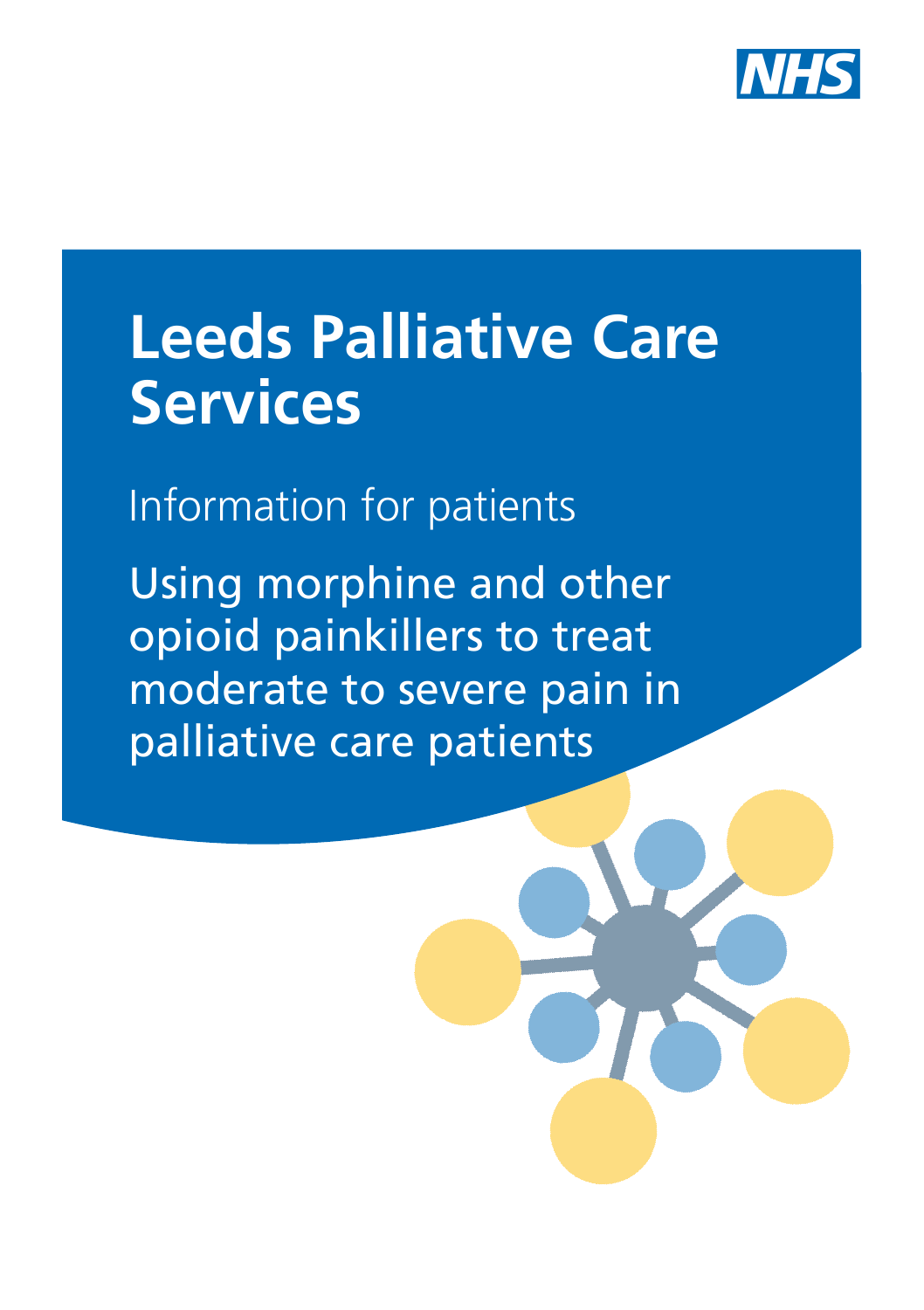NHS

# Leeds Palliative Care Services

Information for patients

## Using morphine and other opioid painkillers to treat moderate to severe pain in palliative care patients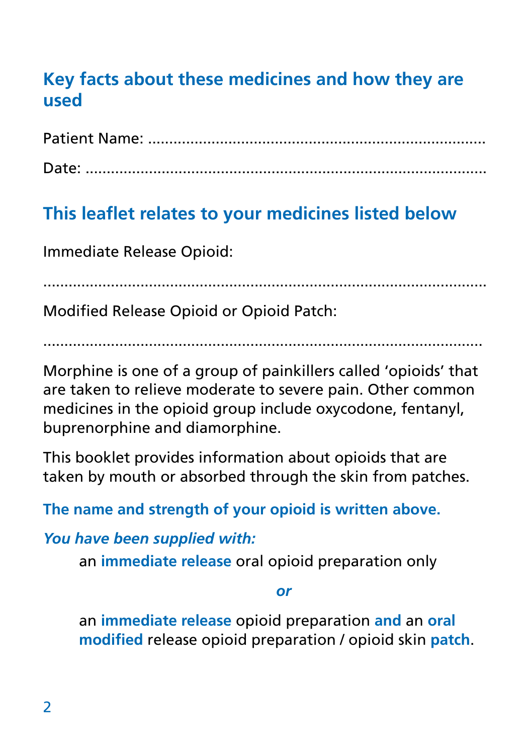## Key facts about these medicines and how they are used

Patient Name: ..................................................................................

Date: ..........................................................................................

## This leaflet relates to your medicines listed below

Immediate Release Opioid:

..................................................................................................

Modified Release Opioid or Opioid Patch:

..................................................................................................

Morphine is one of a group of painkillers called 'opioids' that are taken to relieve moderate to severe pain. Other common medicines in the opioid group include oxycodone, fentanyl, buprenorphine and diamorphine.

This booklet provides information about opioids that are taken by mouth or absorbed through the skin from patches.

**The name and strength of your opioid is written above.**

***You have been supplied with:***

an **immediate release** oral opioid preparation only

***or***

an **immediate release** opioid preparation **and** an **oral modified** release opioid preparation / opioid skin **patch**.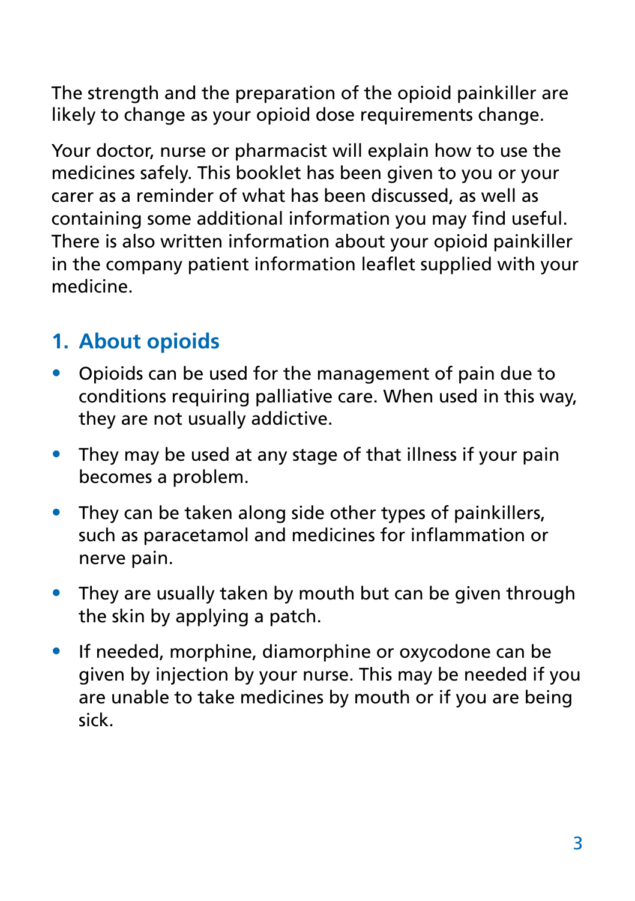The strength and the preparation of the opioid painkiller are likely to change as your opioid dose requirements change.

Your doctor, nurse or pharmacist will explain how to use the medicines safely. This booklet has been given to you or your carer as a reminder of what has been discussed, as well as containing some additional information you may find useful. There is also written information about your opioid painkiller in the company patient information leaflet supplied with your medicine.

## 1. About opioids

- Opioids can be used for the management of pain due to conditions requiring palliative care. When used in this way, they are not usually addictive.
- They may be used at any stage of that illness if your pain becomes a problem.
- They can be taken along side other types of painkillers, such as paracetamol and medicines for inflammation or nerve pain.
- They are usually taken by mouth but can be given through the skin by applying a patch.
- If needed, morphine, diamorphine or oxycodone can be given by injection by your nurse. This may be needed if you are unable to take medicines by mouth or if you are being sick.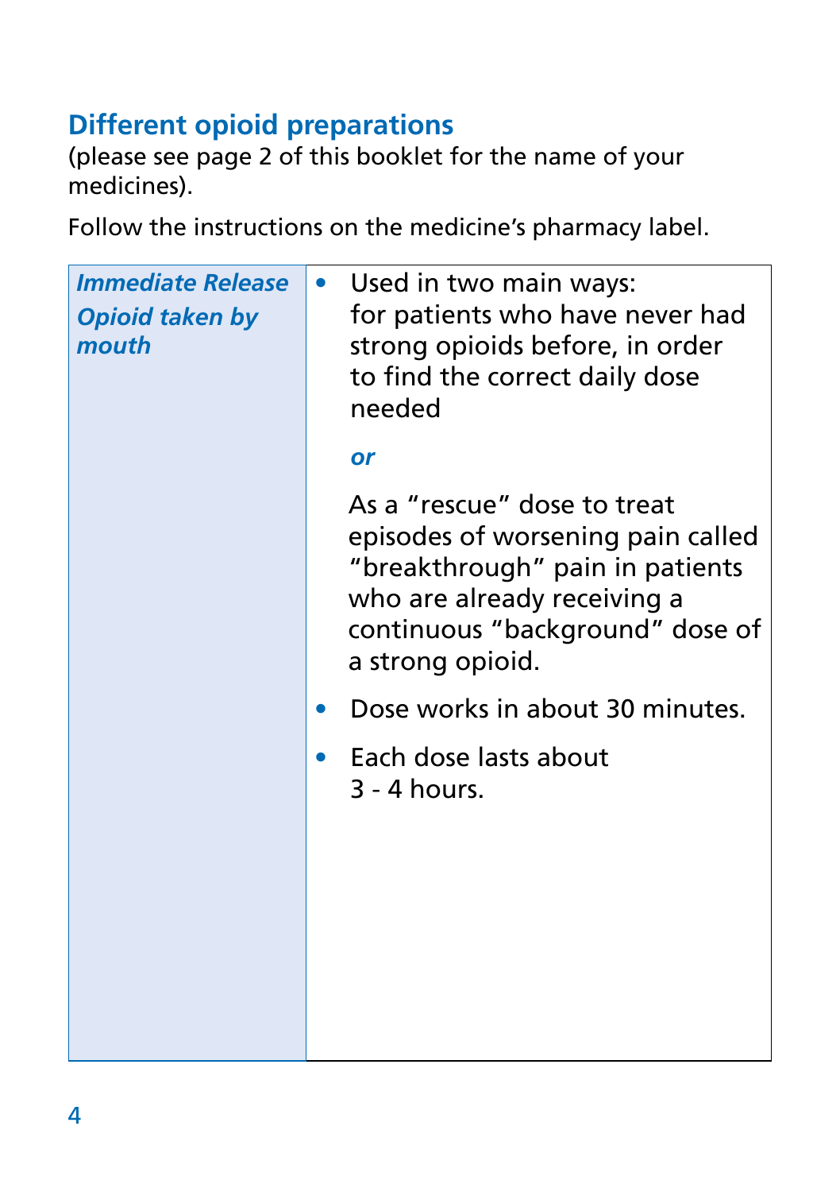## Different opioid preparations

(please see page 2 of this booklet for the name of your medicines).

Follow the instructions on the medicine's pharmacy label.

| | |
|---|---|
| ***Immediate Release Opioid taken by mouth*** | • Used in two main ways: for patients who have never had strong opioids before, in order to find the correct daily dose needed<br><br>***or***<br><br>As a "rescue" dose to treat episodes of worsening pain called "breakthrough" pain in patients who are already receiving a continuous "background" dose of a strong opioid.<br><br>• Dose works in about 30 minutes.<br><br>• Each dose lasts about 3 - 4 hours. |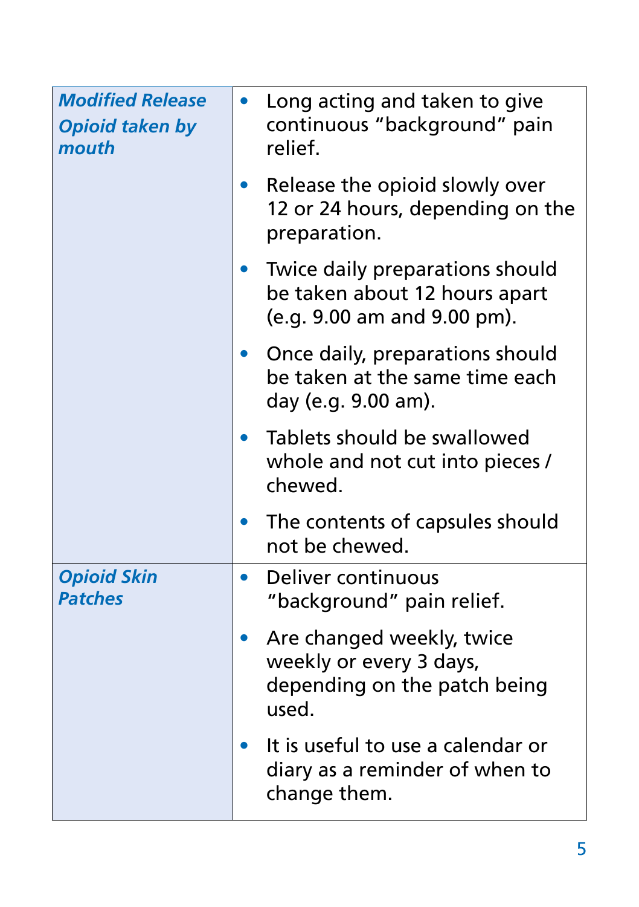| | |
|---|---|
| ***Modified Release Opioid taken by mouth*** | • Long acting and taken to give continuous “background” pain relief.<br>• Release the opioid slowly over 12 or 24 hours, depending on the preparation.<br>• Twice daily preparations should be taken about 12 hours apart (e.g. 9.00 am and 9.00 pm).<br>• Once daily, preparations should be taken at the same time each day (e.g. 9.00 am).<br>• Tablets should be swallowed whole and not cut into pieces / chewed.<br>• The contents of capsules should not be chewed. |
| ***Opioid Skin Patches*** | • Deliver continuous “background” pain relief.<br>• Are changed weekly, twice weekly or every 3 days, depending on the patch being used.<br>• It is useful to use a calendar or diary as a reminder of when to change them. |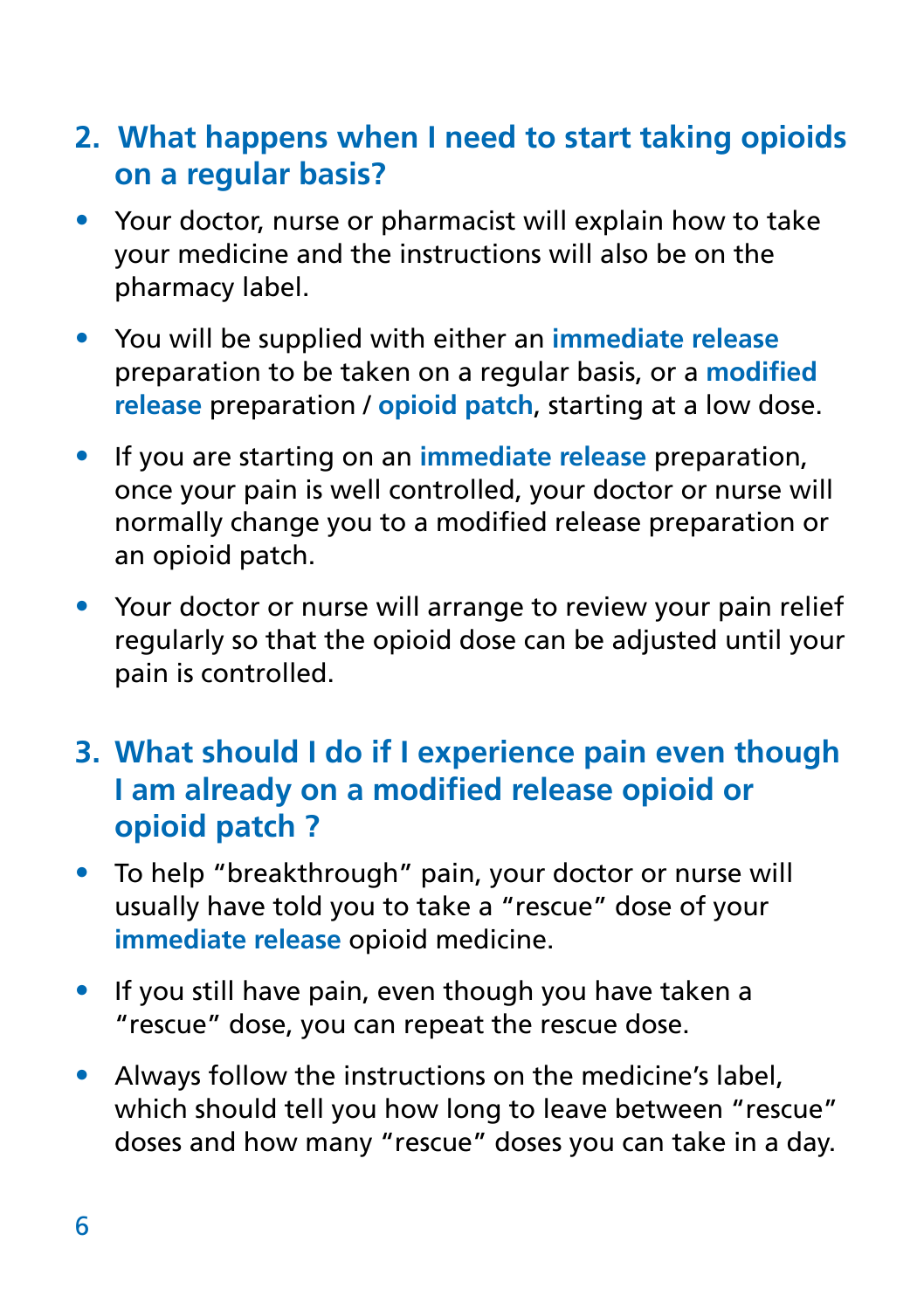## 2. What happens when I need to start taking opioids on a regular basis?

- Your doctor, nurse or pharmacist will explain how to take your medicine and the instructions will also be on the pharmacy label.
- You will be supplied with either an **immediate release** preparation to be taken on a regular basis, or a **modified release** preparation / **opioid patch**, starting at a low dose.
- If you are starting on an **immediate release** preparation, once your pain is well controlled, your doctor or nurse will normally change you to a modified release preparation or an opioid patch.
- Your doctor or nurse will arrange to review your pain relief regularly so that the opioid dose can be adjusted until your pain is controlled.

## 3. What should I do if I experience pain even though I am already on a modified release opioid or opioid patch ?

- To help "breakthrough" pain, your doctor or nurse will usually have told you to take a "rescue" dose of your **immediate release** opioid medicine.
- If you still have pain, even though you have taken a "rescue" dose, you can repeat the rescue dose.
- Always follow the instructions on the medicine's label, which should tell you how long to leave between "rescue" doses and how many "rescue" doses you can take in a day.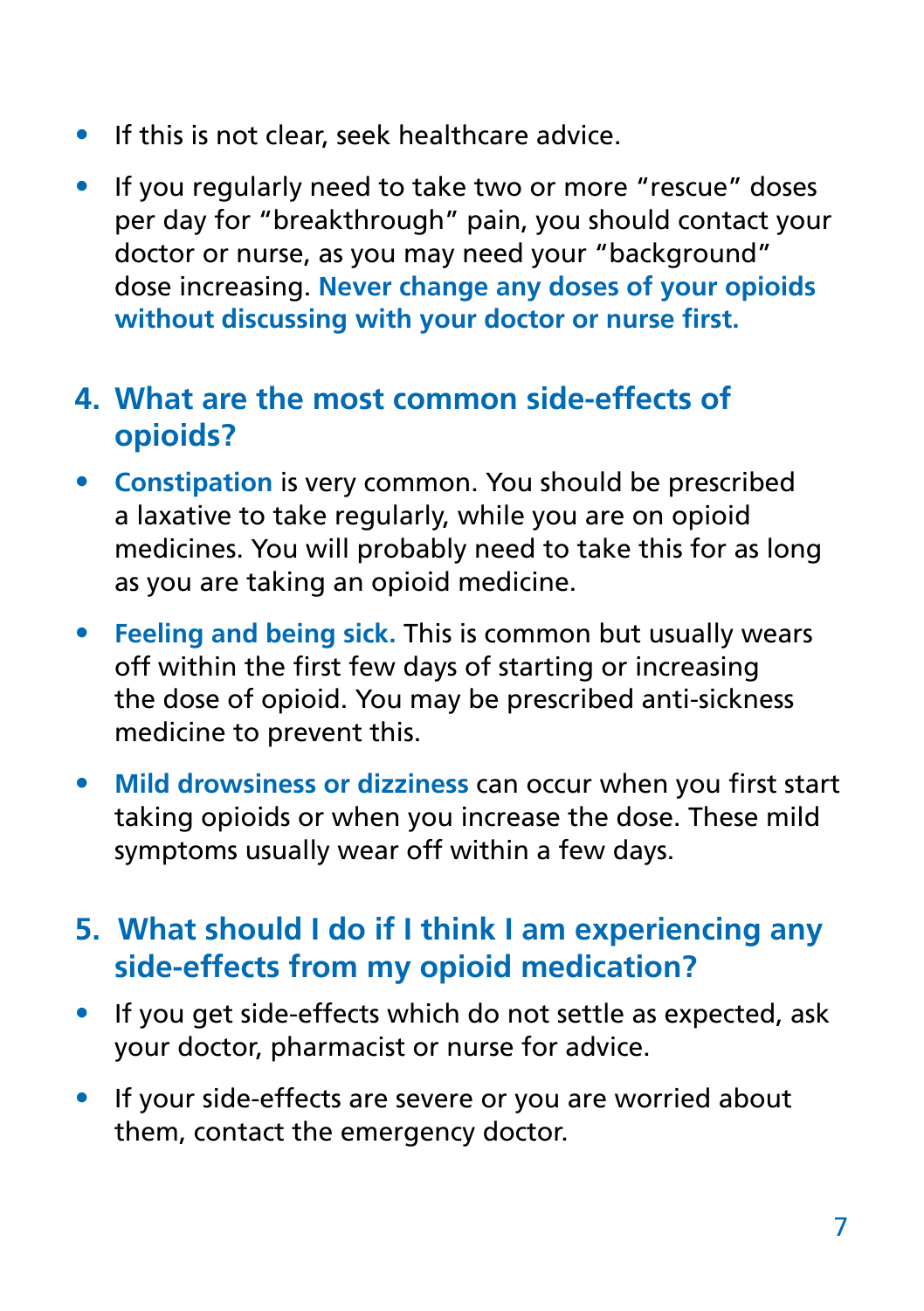- If this is not clear, seek healthcare advice.
- If you regularly need to take two or more "rescue" doses per day for "breakthrough" pain, you should contact your doctor or nurse, as you may need your "background" dose increasing. **Never change any doses of your opioids without discussing with your doctor or nurse first.**

## 4. What are the most common side-effects of opioids?

- **Constipation** is very common. You should be prescribed a laxative to take regularly, while you are on opioid medicines. You will probably need to take this for as long as you are taking an opioid medicine.
- **Feeling and being sick.** This is common but usually wears off within the first few days of starting or increasing the dose of opioid. You may be prescribed anti-sickness medicine to prevent this.
- **Mild drowsiness or dizziness** can occur when you first start taking opioids or when you increase the dose. These mild symptoms usually wear off within a few days.

## 5. What should I do if I think I am experiencing any side-effects from my opioid medication?

- If you get side-effects which do not settle as expected, ask your doctor, pharmacist or nurse for advice.
- If your side-effects are severe or you are worried about them, contact the emergency doctor.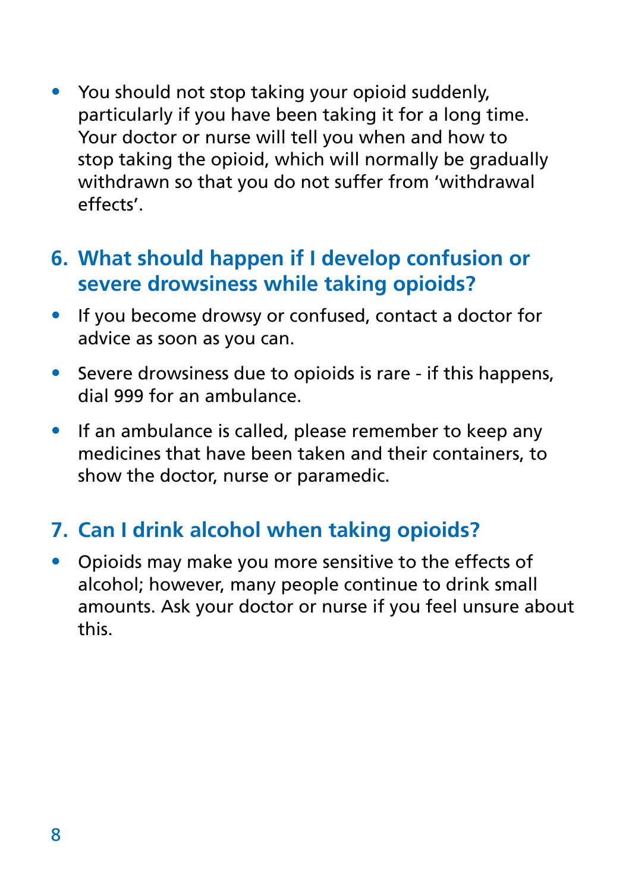- You should not stop taking your opioid suddenly, particularly if you have been taking it for a long time. Your doctor or nurse will tell you when and how to stop taking the opioid, which will normally be gradually withdrawn so that you do not suffer from 'withdrawal effects'.

## 6. What should happen if I develop confusion or severe drowsiness while taking opioids?

- If you become drowsy or confused, contact a doctor for advice as soon as you can.
- Severe drowsiness due to opioids is rare - if this happens, dial 999 for an ambulance.
- If an ambulance is called, please remember to keep any medicines that have been taken and their containers, to show the doctor, nurse or paramedic.

## 7. Can I drink alcohol when taking opioids?

- Opioids may make you more sensitive to the effects of alcohol; however, many people continue to drink small amounts. Ask your doctor or nurse if you feel unsure about this.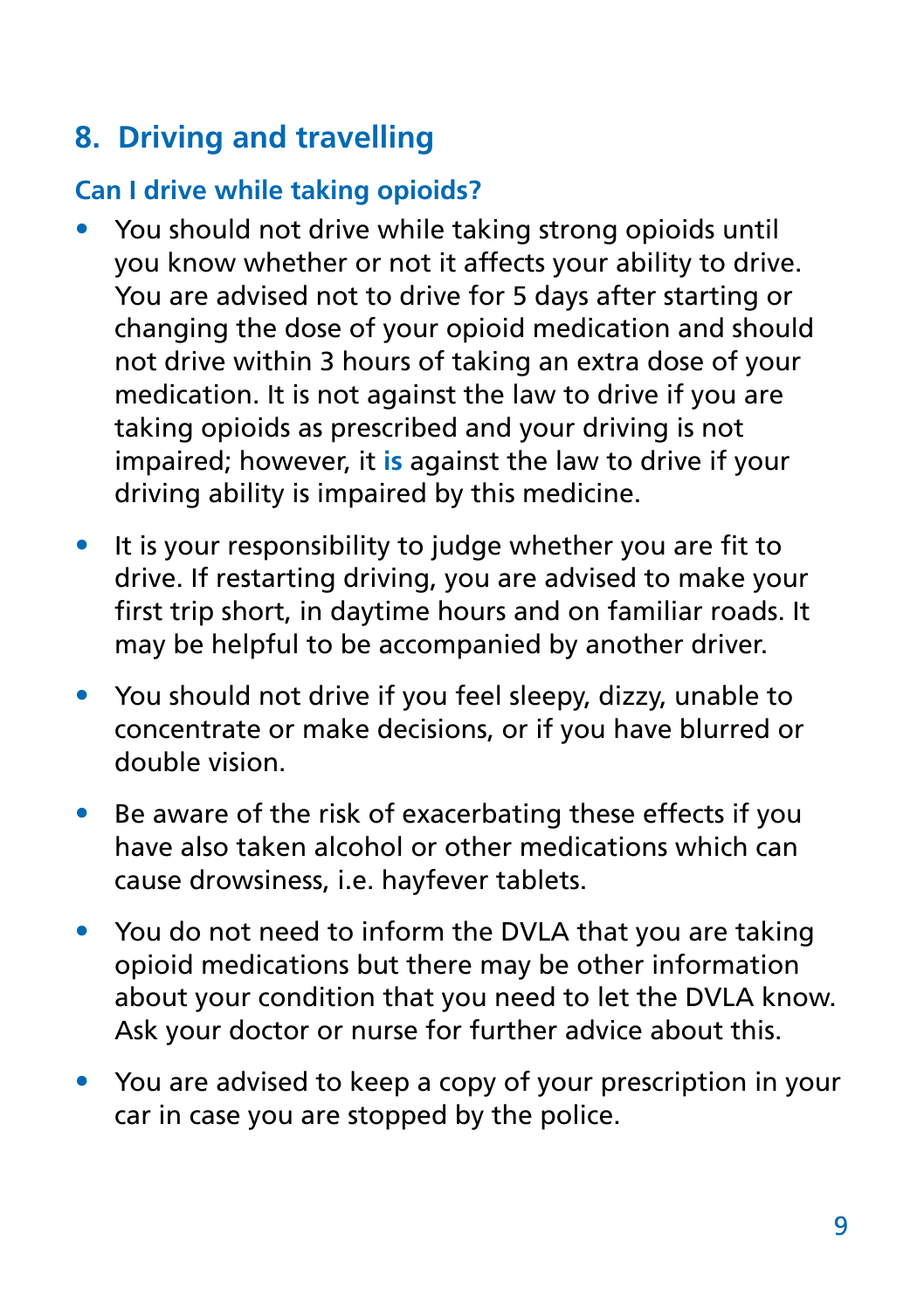## 8. Driving and travelling

### Can I drive while taking opioids?

- You should not drive while taking strong opioids until you know whether or not it affects your ability to drive. You are advised not to drive for 5 days after starting or changing the dose of your opioid medication and should not drive within 3 hours of taking an extra dose of your medication. It is not against the law to drive if you are taking opioids as prescribed and your driving is not impaired; however, it **is** against the law to drive if your driving ability is impaired by this medicine.
- It is your responsibility to judge whether you are fit to drive. If restarting driving, you are advised to make your first trip short, in daytime hours and on familiar roads. It may be helpful to be accompanied by another driver.
- You should not drive if you feel sleepy, dizzy, unable to concentrate or make decisions, or if you have blurred or double vision.
- Be aware of the risk of exacerbating these effects if you have also taken alcohol or other medications which can cause drowsiness, i.e. hayfever tablets.
- You do not need to inform the DVLA that you are taking opioid medications but there may be other information about your condition that you need to let the DVLA know. Ask your doctor or nurse for further advice about this.
- You are advised to keep a copy of your prescription in your car in case you are stopped by the police.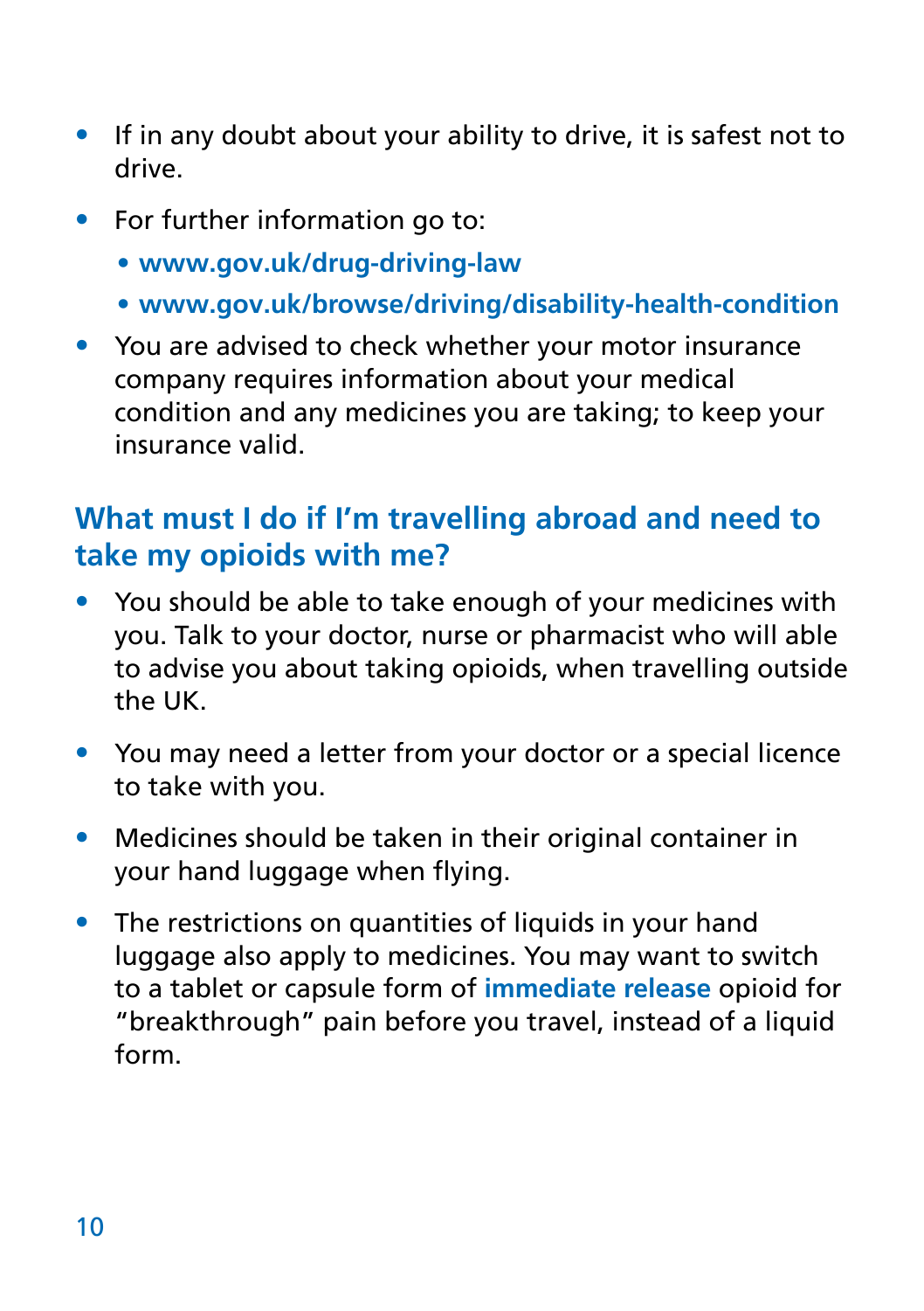- If in any doubt about your ability to drive, it is safest not to drive.
- For further information go to:
  - **www.gov.uk/drug-driving-law**
  - **www.gov.uk/browse/driving/disability-health-condition**
- You are advised to check whether your motor insurance company requires information about your medical condition and any medicines you are taking; to keep your insurance valid.

## What must I do if I'm travelling abroad and need to take my opioids with me?

- You should be able to take enough of your medicines with you. Talk to your doctor, nurse or pharmacist who will able to advise you about taking opioids, when travelling outside the UK.
- You may need a letter from your doctor or a special licence to take with you.
- Medicines should be taken in their original container in your hand luggage when flying.
- The restrictions on quantities of liquids in your hand luggage also apply to medicines. You may want to switch to a tablet or capsule form of **immediate release** opioid for "breakthrough" pain before you travel, instead of a liquid form.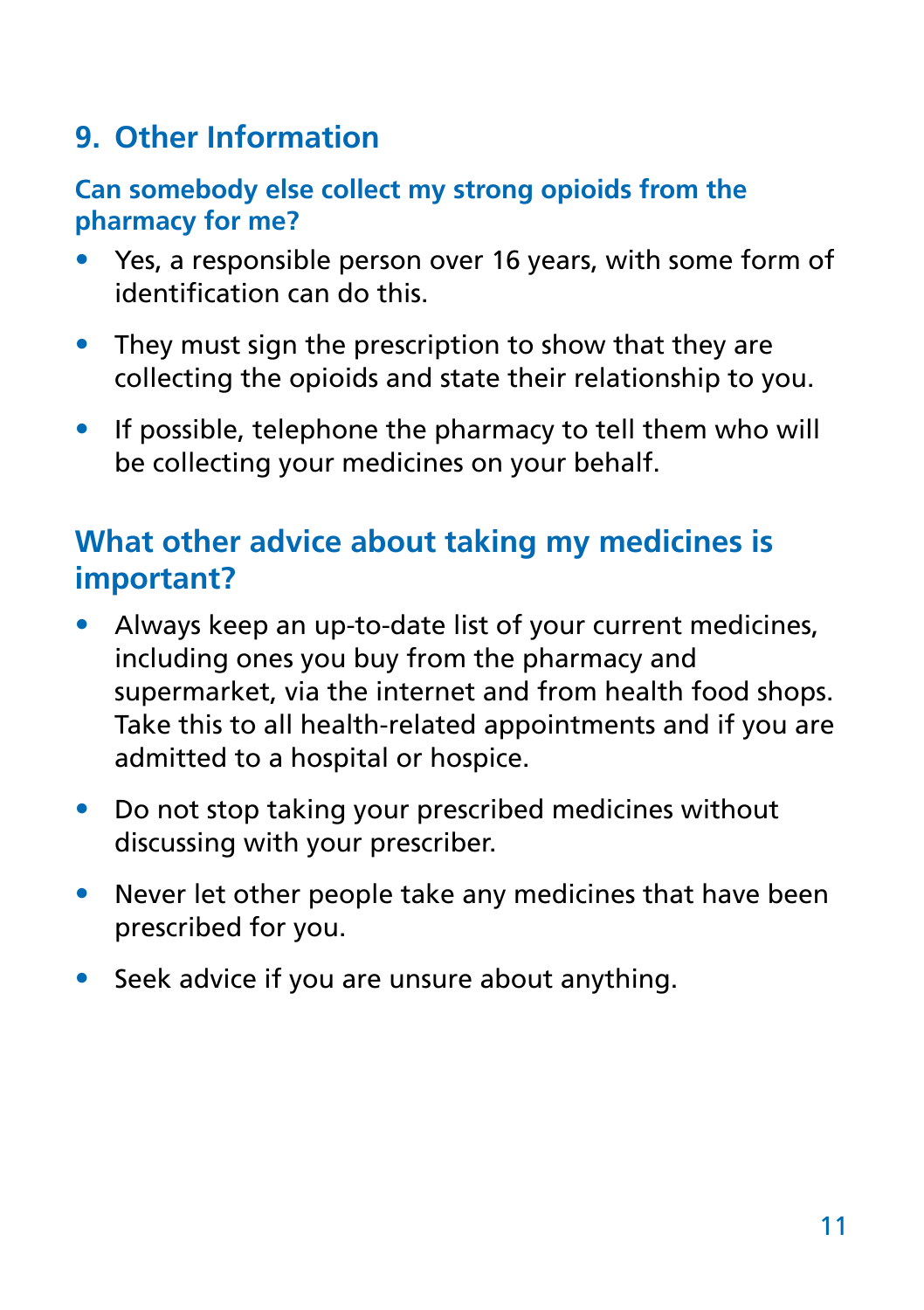## 9. Other Information

### Can somebody else collect my strong opioids from the pharmacy for me?

- Yes, a responsible person over 16 years, with some form of identification can do this.
- They must sign the prescription to show that they are collecting the opioids and state their relationship to you.
- If possible, telephone the pharmacy to tell them who will be collecting your medicines on your behalf.

## What other advice about taking my medicines is important?

- Always keep an up-to-date list of your current medicines, including ones you buy from the pharmacy and supermarket, via the internet and from health food shops. Take this to all health-related appointments and if you are admitted to a hospital or hospice.
- Do not stop taking your prescribed medicines without discussing with your prescriber.
- Never let other people take any medicines that have been prescribed for you.
- Seek advice if you are unsure about anything.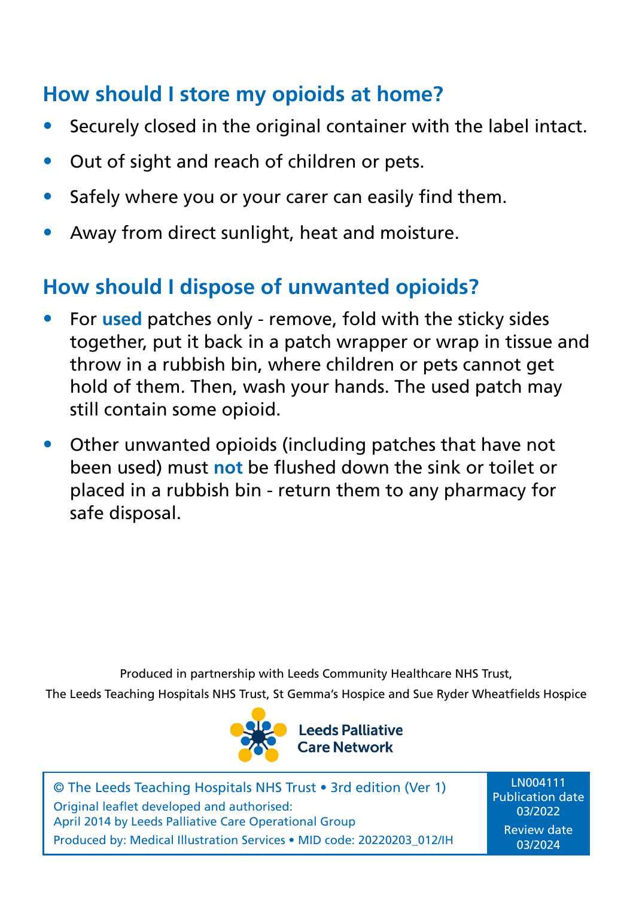## How should I store my opioids at home?

- Securely closed in the original container with the label intact.
- Out of sight and reach of children or pets.
- Safely where you or your carer can easily find them.
- Away from direct sunlight, heat and moisture.

## How should I dispose of unwanted opioids?

- For **used** patches only - remove, fold with the sticky sides together, put it back in a patch wrapper or wrap in tissue and throw in a rubbish bin, where children or pets cannot get hold of them. Then, wash your hands. The used patch may still contain some opioid.
- Other unwanted opioids (including patches that have not been used) must **not** be flushed down the sink or toilet or placed in a rubbish bin - return them to any pharmacy for safe disposal.

Produced in partnership with Leeds Community Healthcare NHS Trust, The Leeds Teaching Hospitals NHS Trust, St Gemma's Hospice and Sue Ryder Wheatfields Hospice

Leeds Palliative Care Network

© The Leeds Teaching Hospitals NHS Trust • 3rd edition (Ver 1)
Original leaflet developed and authorised: April 2014 by Leeds Palliative Care Operational Group
Produced by: Medical Illustration Services • MID code: 20220203_012/IH

LN004111
Publication date 03/2022
Review date 03/2024